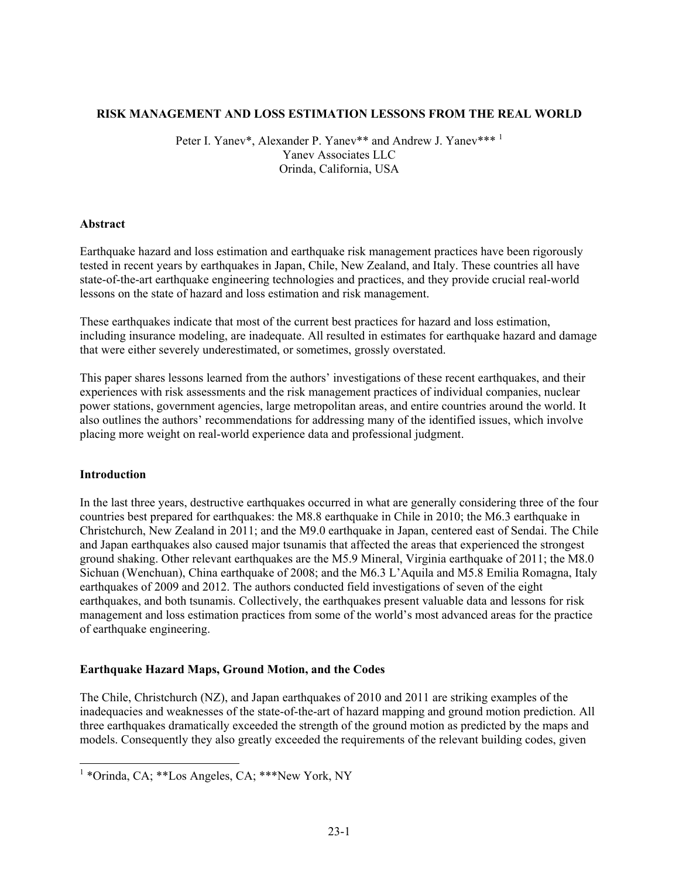# RISK MANAGEMENT AND LOSS ESTIMATION LESSONS FROM THE REAL WORLD

Peter I. Yanev*, Alexander P. Yanev** and Andrew J. Yanev***[1]
Yanev Associates LLC
Orinda, California, USA

## Abstract

Earthquake hazard and loss estimation and earthquake risk management practices have been rigorously tested in recent years by earthquakes in Japan, Chile, New Zealand, and Italy. These countries all have state-of-the-art earthquake engineering technologies and practices, and they provide crucial real-world lessons on the state of hazard and loss estimation and risk management.

These earthquakes indicate that most of the current best practices for hazard and loss estimation, including insurance modeling, are inadequate. All resulted in estimates for earthquake hazard and damage that were either severely underestimated, or sometimes, grossly overstated.

This paper shares lessons learned from the authors' investigations of these recent earthquakes, and their experiences with risk assessments and the risk management practices of individual companies, nuclear power stations, government agencies, large metropolitan areas, and entire countries around the world. It also outlines the authors' recommendations for addressing many of the identified issues, which involve placing more weight on real-world experience data and professional judgment.

## Introduction

In the last three years, destructive earthquakes occurred in what are generally considering three of the four countries best prepared for earthquakes: the M8.8 earthquake in Chile in 2010; the M6.3 earthquake in Christchurch, New Zealand in 2011; and the M9.0 earthquake in Japan, centered east of Sendai. The Chile and Japan earthquakes also caused major tsunamis that affected the areas that experienced the strongest ground shaking. Other relevant earthquakes are the M5.9 Mineral, Virginia earthquake of 2011; the M8.0 Sichuan (Wenchuan), China earthquake of 2008; and the M6.3 L'Aquila and M5.8 Emilia Romagna, Italy earthquakes of 2009 and 2012. The authors conducted field investigations of seven of the eight earthquakes, and both tsunamis. Collectively, the earthquakes present valuable data and lessons for risk management and loss estimation practices from some of the world's most advanced areas for the practice of earthquake engineering.

## Earthquake Hazard Maps, Ground Motion, and the Codes

The Chile, Christchurch (NZ), and Japan earthquakes of 2010 and 2011 are striking examples of the inadequacies and weaknesses of the state-of-the-art of hazard mapping and ground motion prediction. All three earthquakes dramatically exceeded the strength of the ground motion as predicted by the maps and models. Consequently they also greatly exceeded the requirements of the relevant building codes, given

[1] *Orinda, CA; **Los Angeles, CA; ***New York, NY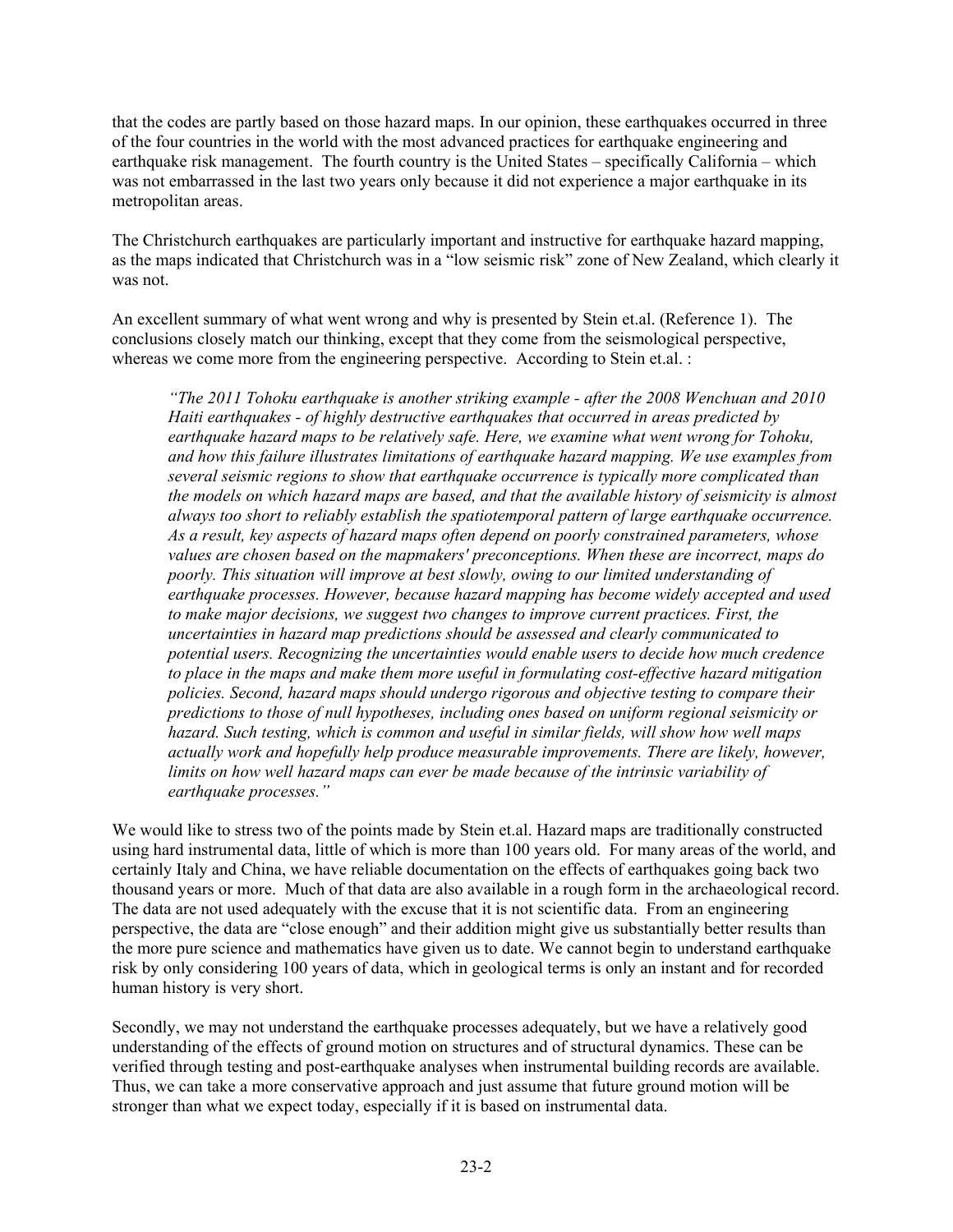that the codes are partly based on those hazard maps. In our opinion, these earthquakes occurred in three of the four countries in the world with the most advanced practices for earthquake engineering and earthquake risk management. The fourth country is the United States – specifically California – which was not embarrassed in the last two years only because it did not experience a major earthquake in its metropolitan areas.

The Christchurch earthquakes are particularly important and instructive for earthquake hazard mapping, as the maps indicated that Christchurch was in a "low seismic risk" zone of New Zealand, which clearly it was not.

An excellent summary of what went wrong and why is presented by Stein et.al. (Reference 1). The conclusions closely match our thinking, except that they come from the seismological perspective, whereas we come more from the engineering perspective. According to Stein et.al. :

> *"The 2011 Tohoku earthquake is another striking example - after the 2008 Wenchuan and 2010 Haiti earthquakes - of highly destructive earthquakes that occurred in areas predicted by earthquake hazard maps to be relatively safe. Here, we examine what went wrong for Tohoku, and how this failure illustrates limitations of earthquake hazard mapping. We use examples from several seismic regions to show that earthquake occurrence is typically more complicated than the models on which hazard maps are based, and that the available history of seismicity is almost always too short to reliably establish the spatiotemporal pattern of large earthquake occurrence. As a result, key aspects of hazard maps often depend on poorly constrained parameters, whose values are chosen based on the mapmakers' preconceptions. When these are incorrect, maps do poorly. This situation will improve at best slowly, owing to our limited understanding of earthquake processes. However, because hazard mapping has become widely accepted and used to make major decisions, we suggest two changes to improve current practices. First, the uncertainties in hazard map predictions should be assessed and clearly communicated to potential users. Recognizing the uncertainties would enable users to decide how much credence to place in the maps and make them more useful in formulating cost-effective hazard mitigation policies. Second, hazard maps should undergo rigorous and objective testing to compare their predictions to those of null hypotheses, including ones based on uniform regional seismicity or hazard. Such testing, which is common and useful in similar fields, will show how well maps actually work and hopefully help produce measurable improvements. There are likely, however, limits on how well hazard maps can ever be made because of the intrinsic variability of earthquake processes."*

We would like to stress two of the points made by Stein et.al. Hazard maps are traditionally constructed using hard instrumental data, little of which is more than 100 years old. For many areas of the world, and certainly Italy and China, we have reliable documentation on the effects of earthquakes going back two thousand years or more. Much of that data are also available in a rough form in the archaeological record. The data are not used adequately with the excuse that it is not scientific data. From an engineering perspective, the data are "close enough" and their addition might give us substantially better results than the more pure science and mathematics have given us to date. We cannot begin to understand earthquake risk by only considering 100 years of data, which in geological terms is only an instant and for recorded human history is very short.

Secondly, we may not understand the earthquake processes adequately, but we have a relatively good understanding of the effects of ground motion on structures and of structural dynamics. These can be verified through testing and post-earthquake analyses when instrumental building records are available. Thus, we can take a more conservative approach and just assume that future ground motion will be stronger than what we expect today, especially if it is based on instrumental data.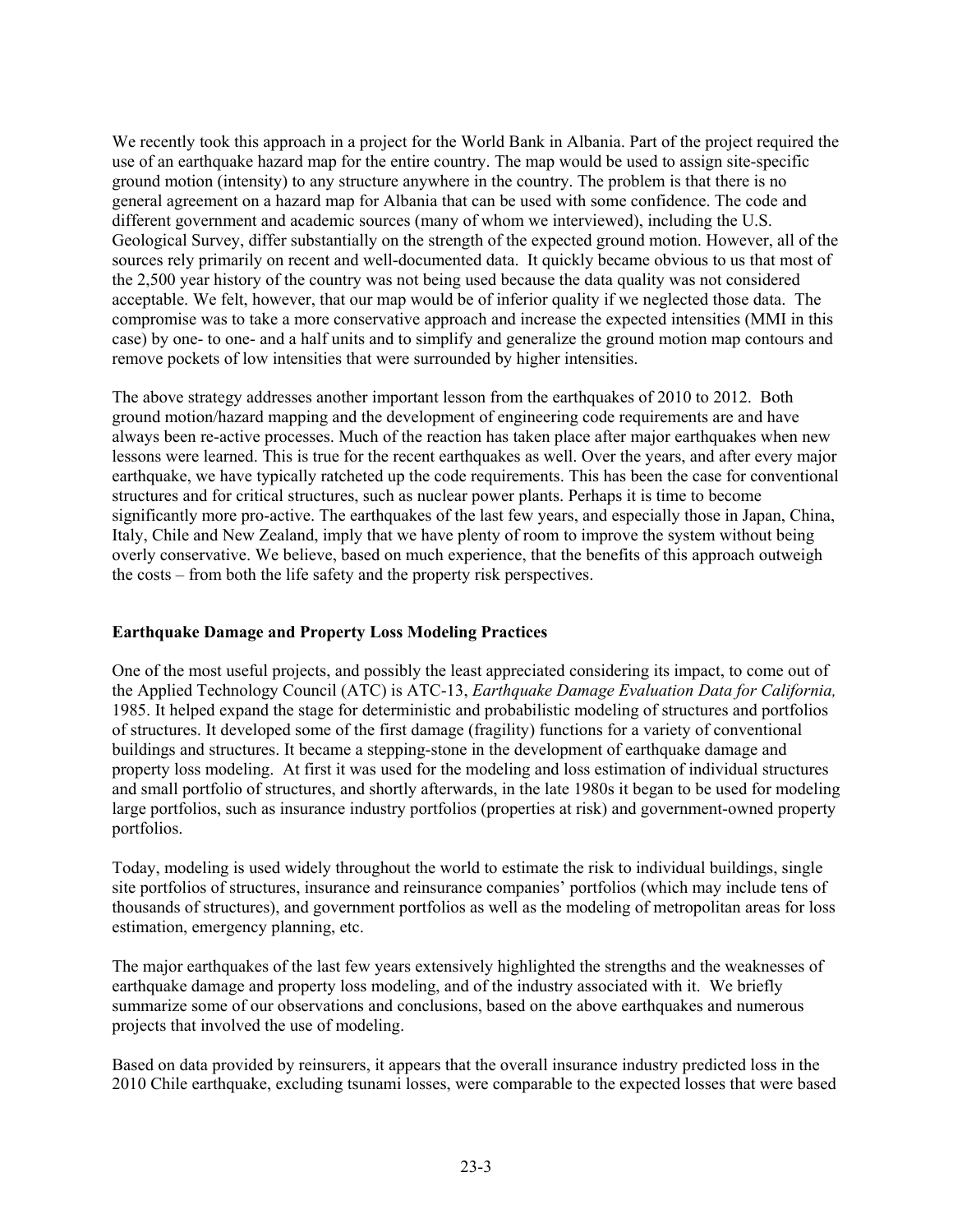We recently took this approach in a project for the World Bank in Albania. Part of the project required the use of an earthquake hazard map for the entire country. The map would be used to assign site-specific ground motion (intensity) to any structure anywhere in the country. The problem is that there is no general agreement on a hazard map for Albania that can be used with some confidence. The code and different government and academic sources (many of whom we interviewed), including the U.S. Geological Survey, differ substantially on the strength of the expected ground motion. However, all of the sources rely primarily on recent and well-documented data. It quickly became obvious to us that most of the 2,500 year history of the country was not being used because the data quality was not considered acceptable. We felt, however, that our map would be of inferior quality if we neglected those data. The compromise was to take a more conservative approach and increase the expected intensities (MMI in this case) by one- to one- and a half units and to simplify and generalize the ground motion map contours and remove pockets of low intensities that were surrounded by higher intensities.

The above strategy addresses another important lesson from the earthquakes of 2010 to 2012. Both ground motion/hazard mapping and the development of engineering code requirements are and have always been re-active processes. Much of the reaction has taken place after major earthquakes when new lessons were learned. This is true for the recent earthquakes as well. Over the years, and after every major earthquake, we have typically ratcheted up the code requirements. This has been the case for conventional structures and for critical structures, such as nuclear power plants. Perhaps it is time to become significantly more pro-active. The earthquakes of the last few years, and especially those in Japan, China, Italy, Chile and New Zealand, imply that we have plenty of room to improve the system without being overly conservative. We believe, based on much experience, that the benefits of this approach outweigh the costs – from both the life safety and the property risk perspectives.

## Earthquake Damage and Property Loss Modeling Practices

One of the most useful projects, and possibly the least appreciated considering its impact, to come out of the Applied Technology Council (ATC) is ATC-13, *Earthquake Damage Evaluation Data for California,* 1985. It helped expand the stage for deterministic and probabilistic modeling of structures and portfolios of structures. It developed some of the first damage (fragility) functions for a variety of conventional buildings and structures. It became a stepping-stone in the development of earthquake damage and property loss modeling. At first it was used for the modeling and loss estimation of individual structures and small portfolio of structures, and shortly afterwards, in the late 1980s it began to be used for modeling large portfolios, such as insurance industry portfolios (properties at risk) and government-owned property portfolios.

Today, modeling is used widely throughout the world to estimate the risk to individual buildings, single site portfolios of structures, insurance and reinsurance companies' portfolios (which may include tens of thousands of structures), and government portfolios as well as the modeling of metropolitan areas for loss estimation, emergency planning, etc.

The major earthquakes of the last few years extensively highlighted the strengths and the weaknesses of earthquake damage and property loss modeling, and of the industry associated with it. We briefly summarize some of our observations and conclusions, based on the above earthquakes and numerous projects that involved the use of modeling.

Based on data provided by reinsurers, it appears that the overall insurance industry predicted loss in the 2010 Chile earthquake, excluding tsunami losses, were comparable to the expected losses that were based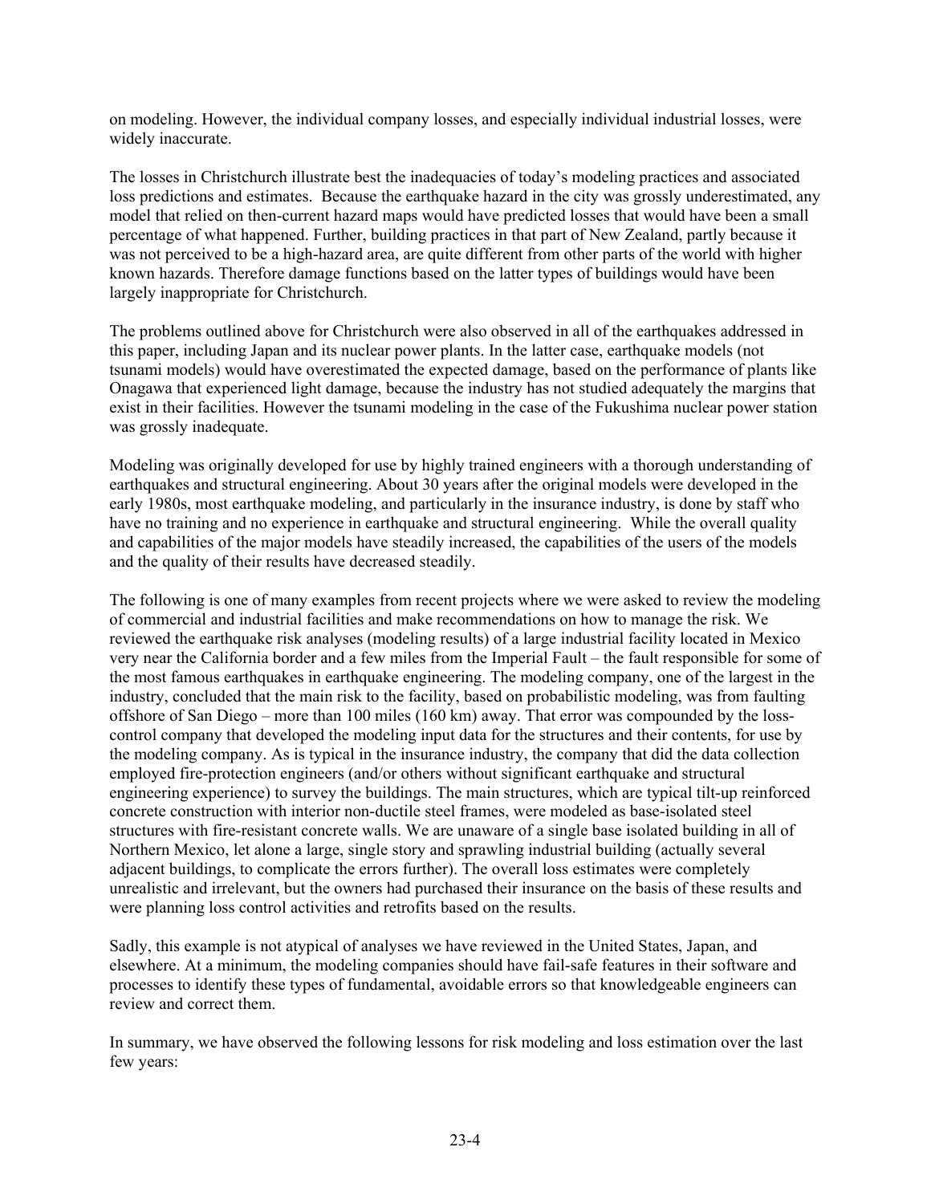on modeling. However, the individual company losses, and especially individual industrial losses, were widely inaccurate.

The losses in Christchurch illustrate best the inadequacies of today's modeling practices and associated loss predictions and estimates. Because the earthquake hazard in the city was grossly underestimated, any model that relied on then-current hazard maps would have predicted losses that would have been a small percentage of what happened. Further, building practices in that part of New Zealand, partly because it was not perceived to be a high-hazard area, are quite different from other parts of the world with higher known hazards. Therefore damage functions based on the latter types of buildings would have been largely inappropriate for Christchurch.

The problems outlined above for Christchurch were also observed in all of the earthquakes addressed in this paper, including Japan and its nuclear power plants. In the latter case, earthquake models (not tsunami models) would have overestimated the expected damage, based on the performance of plants like Onagawa that experienced light damage, because the industry has not studied adequately the margins that exist in their facilities. However the tsunami modeling in the case of the Fukushima nuclear power station was grossly inadequate.

Modeling was originally developed for use by highly trained engineers with a thorough understanding of earthquakes and structural engineering. About 30 years after the original models were developed in the early 1980s, most earthquake modeling, and particularly in the insurance industry, is done by staff who have no training and no experience in earthquake and structural engineering. While the overall quality and capabilities of the major models have steadily increased, the capabilities of the users of the models and the quality of their results have decreased steadily.

The following is one of many examples from recent projects where we were asked to review the modeling of commercial and industrial facilities and make recommendations on how to manage the risk. We reviewed the earthquake risk analyses (modeling results) of a large industrial facility located in Mexico very near the California border and a few miles from the Imperial Fault – the fault responsible for some of the most famous earthquakes in earthquake engineering. The modeling company, one of the largest in the industry, concluded that the main risk to the facility, based on probabilistic modeling, was from faulting offshore of San Diego – more than 100 miles (160 km) away. That error was compounded by the loss-control company that developed the modeling input data for the structures and their contents, for use by the modeling company. As is typical in the insurance industry, the company that did the data collection employed fire-protection engineers (and/or others without significant earthquake and structural engineering experience) to survey the buildings. The main structures, which are typical tilt-up reinforced concrete construction with interior non-ductile steel frames, were modeled as base-isolated steel structures with fire-resistant concrete walls. We are unaware of a single base isolated building in all of Northern Mexico, let alone a large, single story and sprawling industrial building (actually several adjacent buildings, to complicate the errors further). The overall loss estimates were completely unrealistic and irrelevant, but the owners had purchased their insurance on the basis of these results and were planning loss control activities and retrofits based on the results.

Sadly, this example is not atypical of analyses we have reviewed in the United States, Japan, and elsewhere. At a minimum, the modeling companies should have fail-safe features in their software and processes to identify these types of fundamental, avoidable errors so that knowledgeable engineers can review and correct them.

In summary, we have observed the following lessons for risk modeling and loss estimation over the last few years: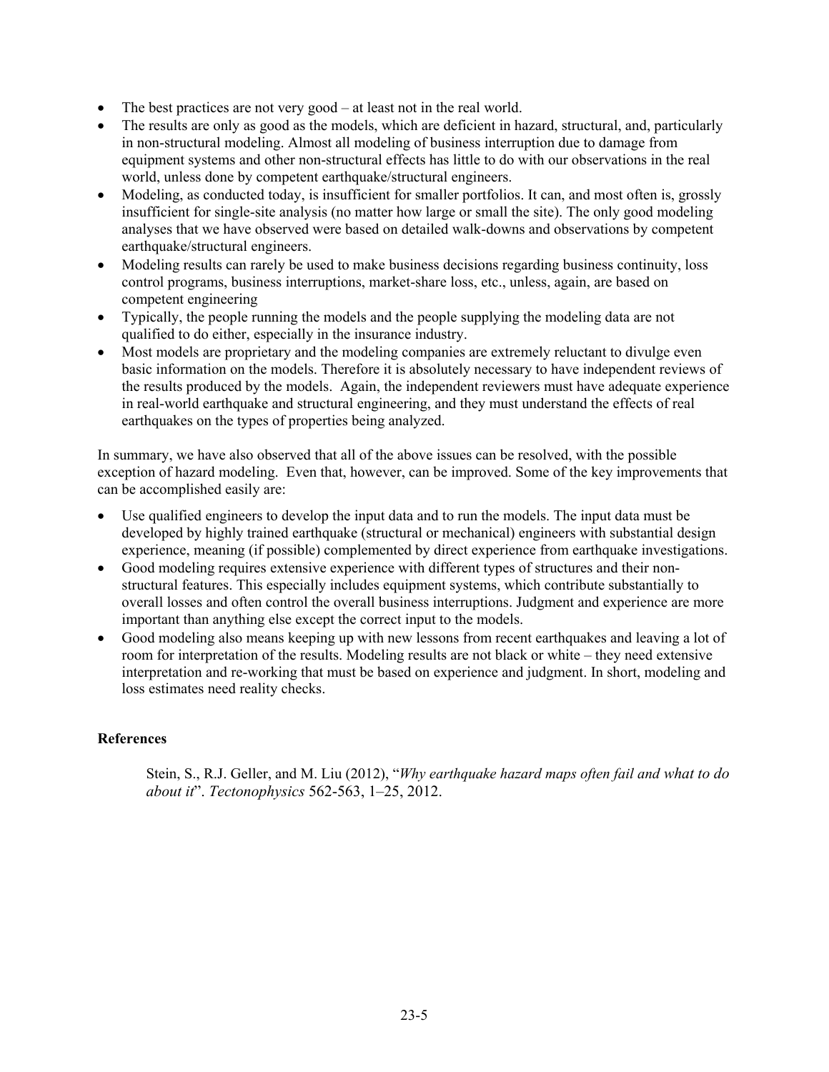- The best practices are not very good – at least not in the real world.
- The results are only as good as the models, which are deficient in hazard, structural, and, particularly in non-structural modeling. Almost all modeling of business interruption due to damage from equipment systems and other non-structural effects has little to do with our observations in the real world, unless done by competent earthquake/structural engineers.
- Modeling, as conducted today, is insufficient for smaller portfolios. It can, and most often is, grossly insufficient for single-site analysis (no matter how large or small the site). The only good modeling analyses that we have observed were based on detailed walk-downs and observations by competent earthquake/structural engineers.
- Modeling results can rarely be used to make business decisions regarding business continuity, loss control programs, business interruptions, market-share loss, etc., unless, again, are based on competent engineering
- Typically, the people running the models and the people supplying the modeling data are not qualified to do either, especially in the insurance industry.
- Most models are proprietary and the modeling companies are extremely reluctant to divulge even basic information on the models. Therefore it is absolutely necessary to have independent reviews of the results produced by the models. Again, the independent reviewers must have adequate experience in real-world earthquake and structural engineering, and they must understand the effects of real earthquakes on the types of properties being analyzed.

In summary, we have also observed that all of the above issues can be resolved, with the possible exception of hazard modeling. Even that, however, can be improved. Some of the key improvements that can be accomplished easily are:

- Use qualified engineers to develop the input data and to run the models. The input data must be developed by highly trained earthquake (structural or mechanical) engineers with substantial design experience, meaning (if possible) complemented by direct experience from earthquake investigations.
- Good modeling requires extensive experience with different types of structures and their non-structural features. This especially includes equipment systems, which contribute substantially to overall losses and often control the overall business interruptions. Judgment and experience are more important than anything else except the correct input to the models.
- Good modeling also means keeping up with new lessons from recent earthquakes and leaving a lot of room for interpretation of the results. Modeling results are not black or white – they need extensive interpretation and re-working that must be based on experience and judgment. In short, modeling and loss estimates need reality checks.

**References**

Stein, S., R.J. Geller, and M. Liu (2012), "*Why earthquake hazard maps often fail and what to do about it*". *Tectonophysics* 562-563, 1–25, 2012.